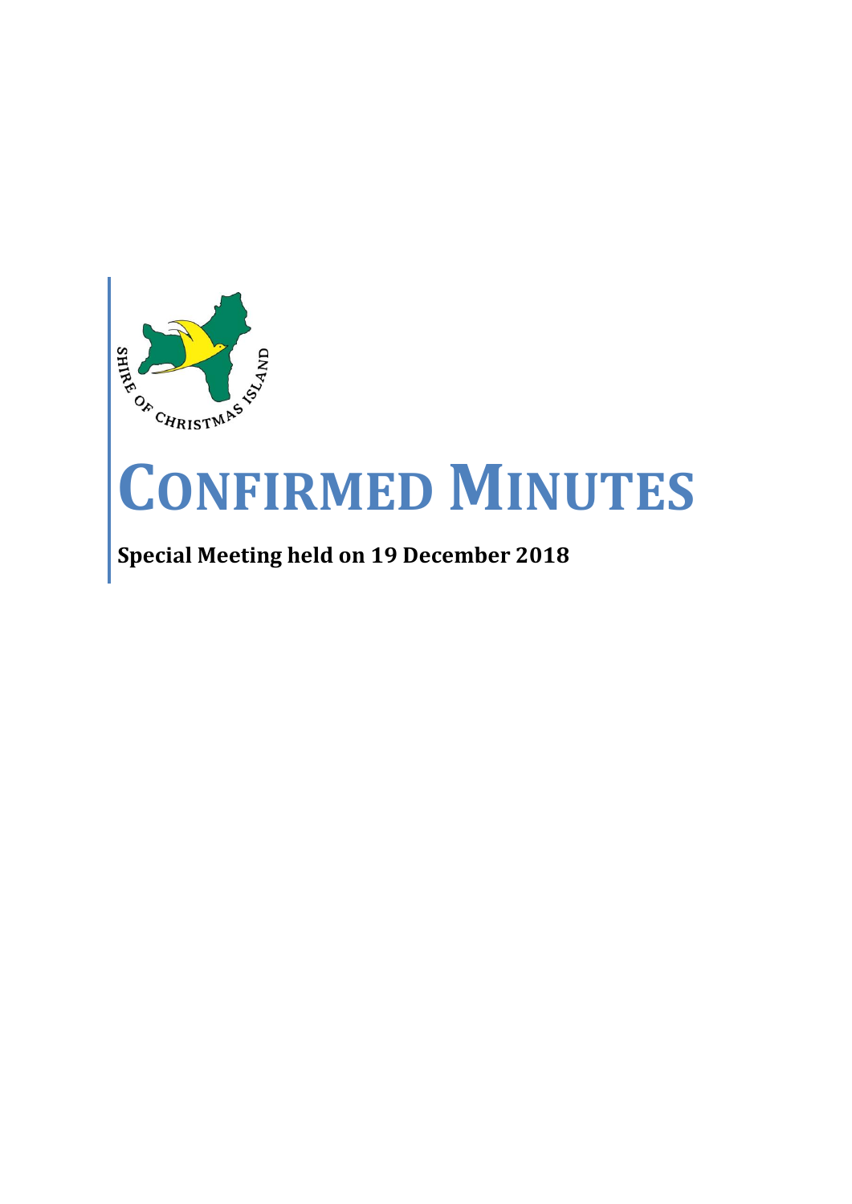SHIRE OF CHRISTMAS ISLAND

# CONFIRMED MINUTES

**Special Meeting held on 19 December 2018**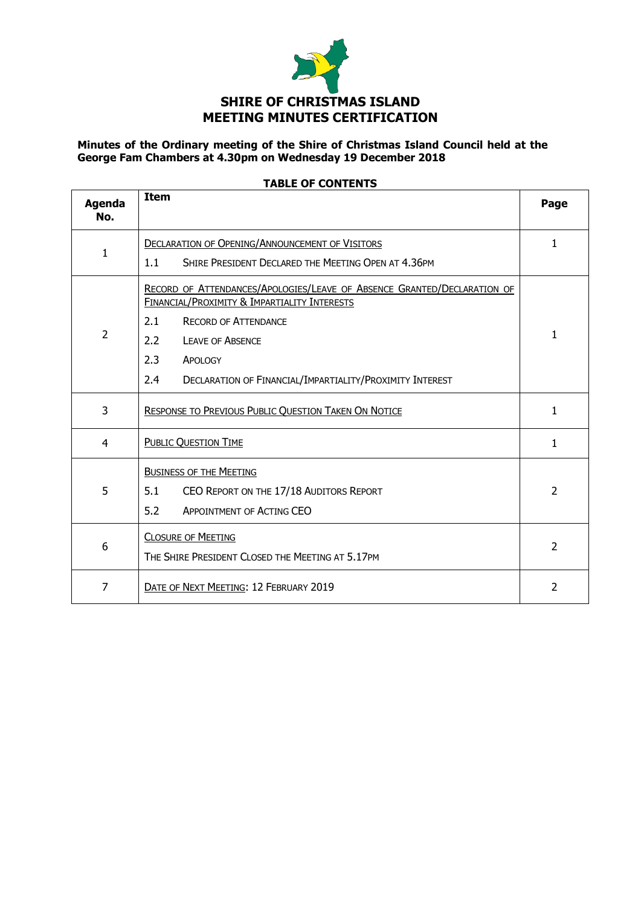# SHIRE OF CHRISTMAS ISLAND
# MEETING MINUTES CERTIFICATION

**Minutes of the Ordinary meeting of the Shire of Christmas Island Council held at the George Fam Chambers at 4.30pm on Wednesday 19 December 2018**

**TABLE OF CONTENTS**

| Agenda No. | Item | Page |
|---|---|---|
| 1 | DECLARATION OF OPENING/ANNOUNCEMENT OF VISITORS<br>1.1 SHIRE PRESIDENT DECLARED THE MEETING OPEN AT 4.36PM | 1 |
| 2 | RECORD OF ATTENDANCES/APOLOGIES/LEAVE OF ABSENCE GRANTED/DECLARATION OF FINANCIAL/PROXIMITY & IMPARTIALITY INTERESTS<br>2.1 RECORD OF ATTENDANCE<br>2.2 LEAVE OF ABSENCE<br>2.3 APOLOGY<br>2.4 DECLARATION OF FINANCIAL/IMPARTIALITY/PROXIMITY INTEREST | 1 |
| 3 | RESPONSE TO PREVIOUS PUBLIC QUESTION TAKEN ON NOTICE | 1 |
| 4 | PUBLIC QUESTION TIME | 1 |
| 5 | BUSINESS OF THE MEETING<br>5.1 CEO REPORT ON THE 17/18 AUDITORS REPORT<br>5.2 APPOINTMENT OF ACTING CEO | 2 |
| 6 | CLOSURE OF MEETING<br>THE SHIRE PRESIDENT CLOSED THE MEETING AT 5.17PM | 2 |
| 7 | DATE OF NEXT MEETING: 12 FEBRUARY 2019 | 2 |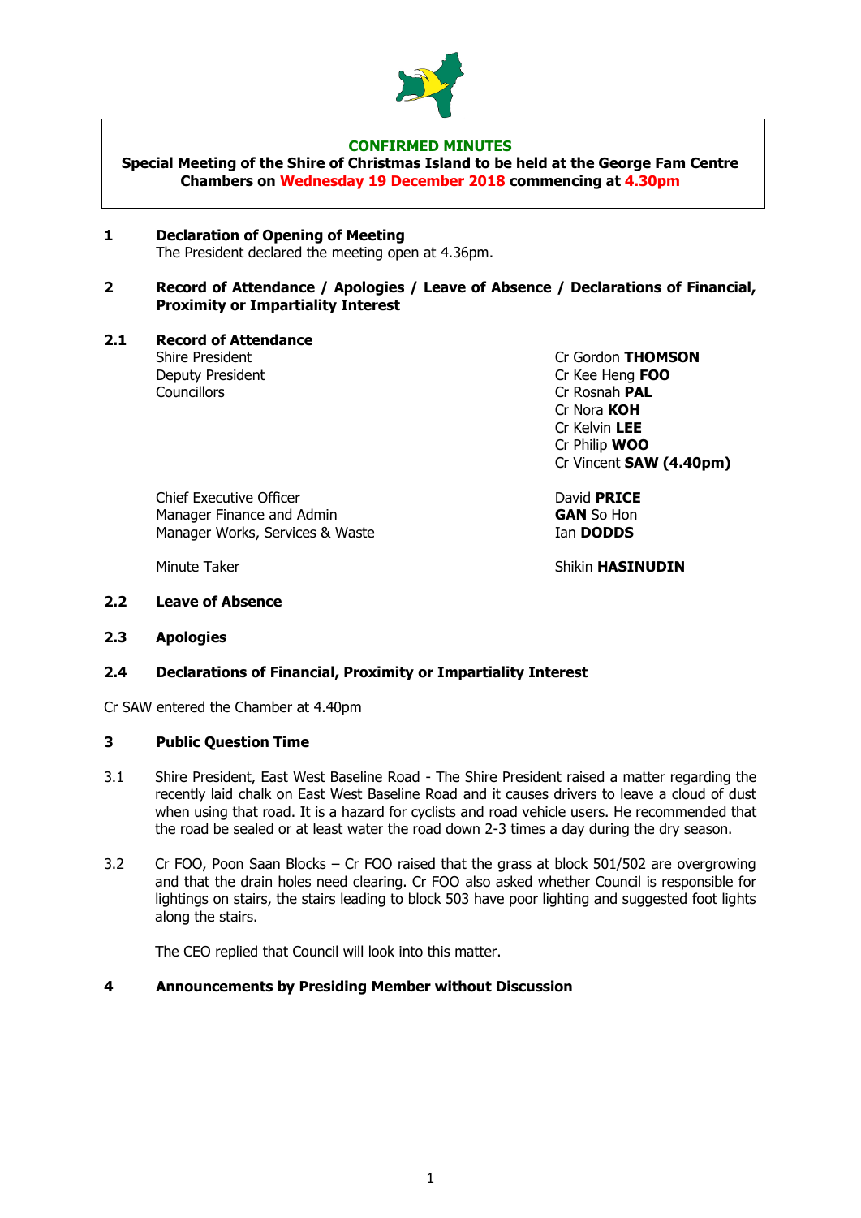**CONFIRMED MINUTES**

**Special Meeting of the Shire of Christmas Island to be held at the George Fam Centre Chambers on Wednesday 19 December 2018 commencing at 4.30pm**

## 1 Declaration of Opening of Meeting

The President declared the meeting open at 4.36pm.

## 2 Record of Attendance / Apologies / Leave of Absence / Declarations of Financial, Proximity or Impartiality Interest

### 2.1 Record of Attendance

| | |
|---|---|
| Shire President | Cr Gordon **THOMSON** |
| Deputy President | Cr Kee Heng **FOO** |
| Councillors | Cr Rosnah **PAL** |
| | Cr Nora **KOH** |
| | Cr Kelvin **LEE** |
| | Cr Philip **WOO** |
| | Cr Vincent **SAW (4.40pm)** |
| Chief Executive Officer | David **PRICE** |
| Manager Finance and Admin | **GAN** So Hon |
| Manager Works, Services & Waste | Ian **DODDS** |
| Minute Taker | Shikin **HASINUDIN** |

### 2.2 Leave of Absence

### 2.3 Apologies

### 2.4 Declarations of Financial, Proximity or Impartiality Interest

Cr SAW entered the Chamber at 4.40pm

## 3 Public Question Time

3.1 Shire President, East West Baseline Road - The Shire President raised a matter regarding the recently laid chalk on East West Baseline Road and it causes drivers to leave a cloud of dust when using that road. It is a hazard for cyclists and road vehicle users. He recommended that the road be sealed or at least water the road down 2-3 times a day during the dry season.

3.2 Cr FOO, Poon Saan Blocks – Cr FOO raised that the grass at block 501/502 are overgrowing and that the drain holes need clearing. Cr FOO also asked whether Council is responsible for lightings on stairs, the stairs leading to block 503 have poor lighting and suggested foot lights along the stairs.

The CEO replied that Council will look into this matter.

## 4 Announcements by Presiding Member without Discussion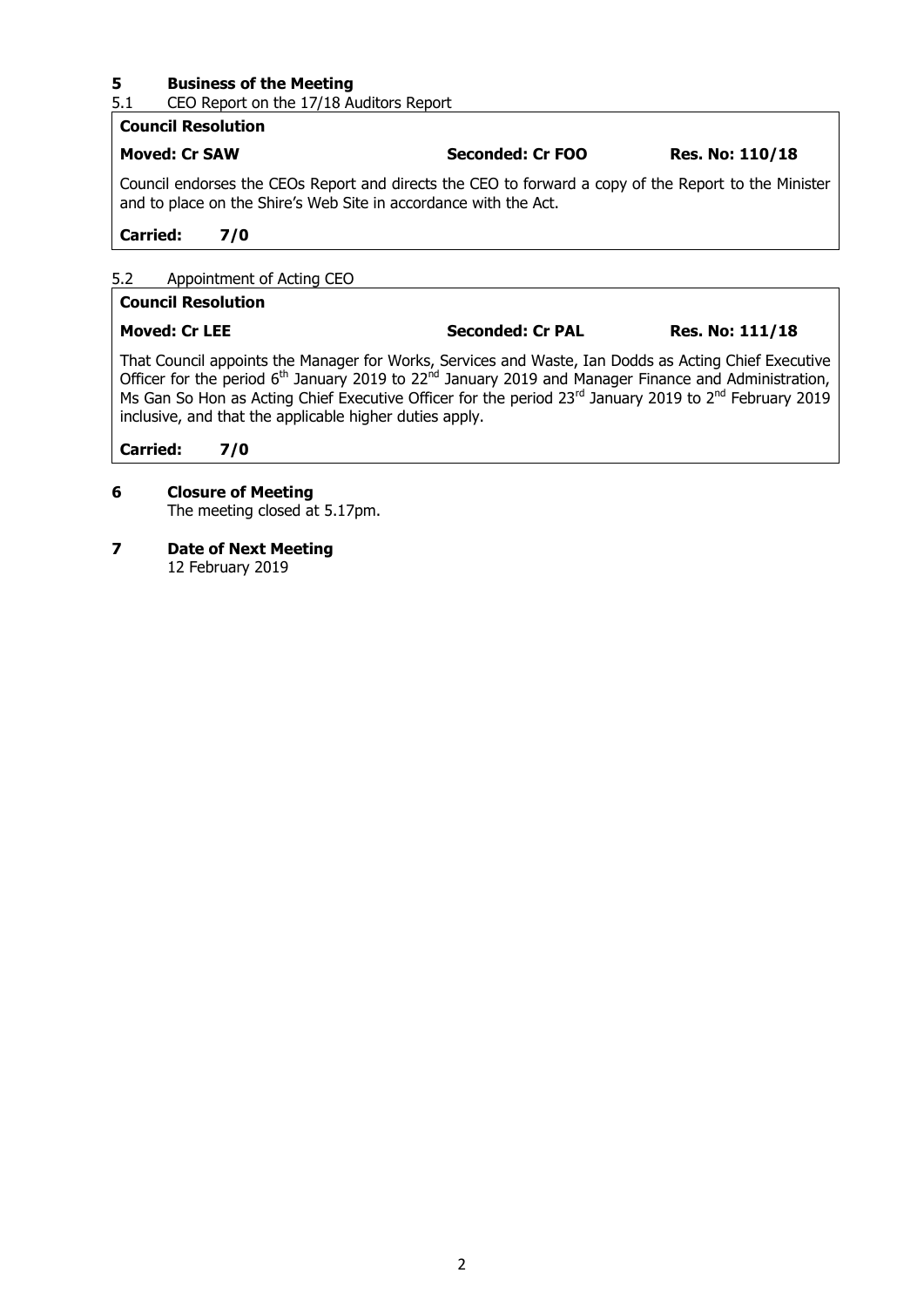## 5 Business of the Meeting

5.1 CEO Report on the 17/18 Auditors Report

**Council Resolution**

**Moved: Cr SAW** **Seconded: Cr FOO** **Res. No: 110/18**

Council endorses the CEOs Report and directs the CEO to forward a copy of the Report to the Minister and to place on the Shire's Web Site in accordance with the Act.

**Carried: 7/0**

5.2 Appointment of Acting CEO

**Council Resolution**

**Moved: Cr LEE** **Seconded: Cr PAL** **Res. No: 111/18**

That Council appoints the Manager for Works, Services and Waste, Ian Dodds as Acting Chief Executive Officer for the period 6th January 2019 to 22nd January 2019 and Manager Finance and Administration, Ms Gan So Hon as Acting Chief Executive Officer for the period 23rd January 2019 to 2nd February 2019 inclusive, and that the applicable higher duties apply.

**Carried: 7/0**

## 6 Closure of Meeting

The meeting closed at 5.17pm.

## 7 Date of Next Meeting

12 February 2019